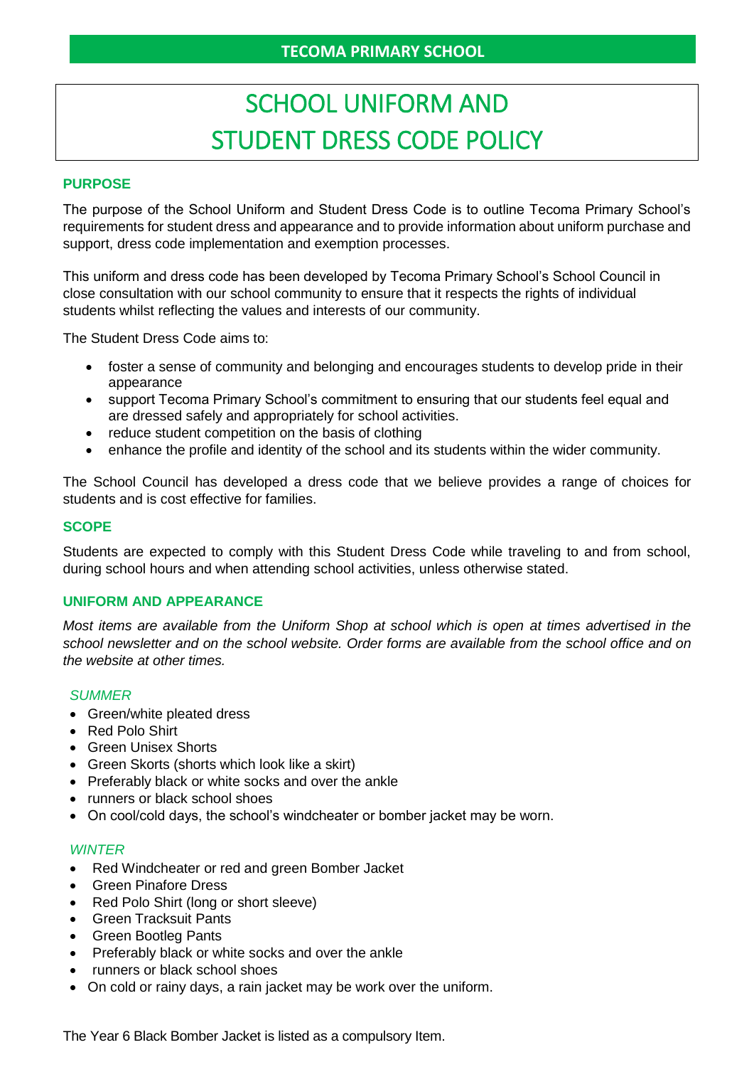**TECOMA PRIMARY SCHOOL**

# SCHOOL UNIFORM AND STUDENT DRESS CODE POLICY

## PURPOSE

The purpose of the School Uniform and Student Dress Code is to outline Tecoma Primary School's requirements for student dress and appearance and to provide information about uniform purchase and support, dress code implementation and exemption processes.

This uniform and dress code has been developed by Tecoma Primary School's School Council in close consultation with our school community to ensure that it respects the rights of individual students whilst reflecting the values and interests of our community.

The Student Dress Code aims to:

- foster a sense of community and belonging and encourages students to develop pride in their appearance
- support Tecoma Primary School's commitment to ensuring that our students feel equal and are dressed safely and appropriately for school activities.
- reduce student competition on the basis of clothing
- enhance the profile and identity of the school and its students within the wider community.

The School Council has developed a dress code that we believe provides a range of choices for students and is cost effective for families.

## SCOPE

Students are expected to comply with this Student Dress Code while traveling to and from school, during school hours and when attending school activities, unless otherwise stated.

## UNIFORM AND APPEARANCE

*Most items are available from the Uniform Shop at school which is open at times advertised in the school newsletter and on the school website. Order forms are available from the school office and on the website at other times.*

### *SUMMER*

- Green/white pleated dress
- Red Polo Shirt
- Green Unisex Shorts
- Green Skorts (shorts which look like a skirt)
- Preferably black or white socks and over the ankle
- runners or black school shoes
- On cool/cold days, the school's windcheater or bomber jacket may be worn.

### *WINTER*

- Red Windcheater or red and green Bomber Jacket
- Green Pinafore Dress
- Red Polo Shirt (long or short sleeve)
- Green Tracksuit Pants
- Green Bootleg Pants
- Preferably black or white socks and over the ankle
- runners or black school shoes
- On cold or rainy days, a rain jacket may be work over the uniform.

The Year 6 Black Bomber Jacket is listed as a compulsory Item.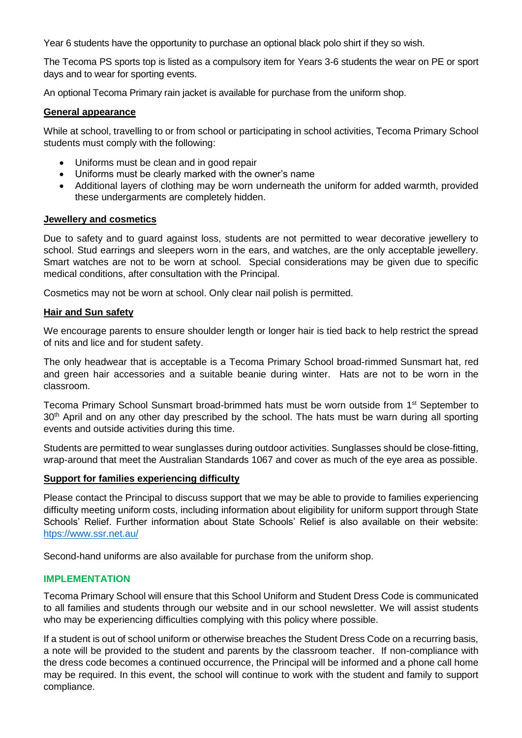Year 6 students have the opportunity to purchase an optional black polo shirt if they so wish.

The Tecoma PS sports top is listed as a compulsory item for Years 3-6 students the wear on PE or sport days and to wear for sporting events.

An optional Tecoma Primary rain jacket is available for purchase from the uniform shop.

**General appearance**

While at school, travelling to or from school or participating in school activities, Tecoma Primary School students must comply with the following:

- Uniforms must be clean and in good repair
- Uniforms must be clearly marked with the owner's name
- Additional layers of clothing may be worn underneath the uniform for added warmth, provided these undergarments are completely hidden.

**Jewellery and cosmetics**

Due to safety and to guard against loss, students are not permitted to wear decorative jewellery to school. Stud earrings and sleepers worn in the ears, and watches, are the only acceptable jewellery. Smart watches are not to be worn at school. Special considerations may be given due to specific medical conditions, after consultation with the Principal.

Cosmetics may not be worn at school. Only clear nail polish is permitted.

**Hair and Sun safety**

We encourage parents to ensure shoulder length or longer hair is tied back to help restrict the spread of nits and lice and for student safety.

The only headwear that is acceptable is a Tecoma Primary School broad-rimmed Sunsmart hat, red and green hair accessories and a suitable beanie during winter. Hats are not to be worn in the classroom.

Tecoma Primary School Sunsmart broad-brimmed hats must be worn outside from 1st September to 30th April and on any other day prescribed by the school. The hats must be warn during all sporting events and outside activities during this time.

Students are permitted to wear sunglasses during outdoor activities. Sunglasses should be close-fitting, wrap-around that meet the Australian Standards 1067 and cover as much of the eye area as possible.

**Support for families experiencing difficulty**

Please contact the Principal to discuss support that we may be able to provide to families experiencing difficulty meeting uniform costs, including information about eligibility for uniform support through State Schools' Relief. Further information about State Schools' Relief is also available on their website: https://www.ssr.net.au/

Second-hand uniforms are also available for purchase from the uniform shop.

## IMPLEMENTATION

Tecoma Primary School will ensure that this School Uniform and Student Dress Code is communicated to all families and students through our website and in our school newsletter. We will assist students who may be experiencing difficulties complying with this policy where possible.

If a student is out of school uniform or otherwise breaches the Student Dress Code on a recurring basis, a note will be provided to the student and parents by the classroom teacher. If non-compliance with the dress code becomes a continued occurrence, the Principal will be informed and a phone call home may be required. In this event, the school will continue to work with the student and family to support compliance.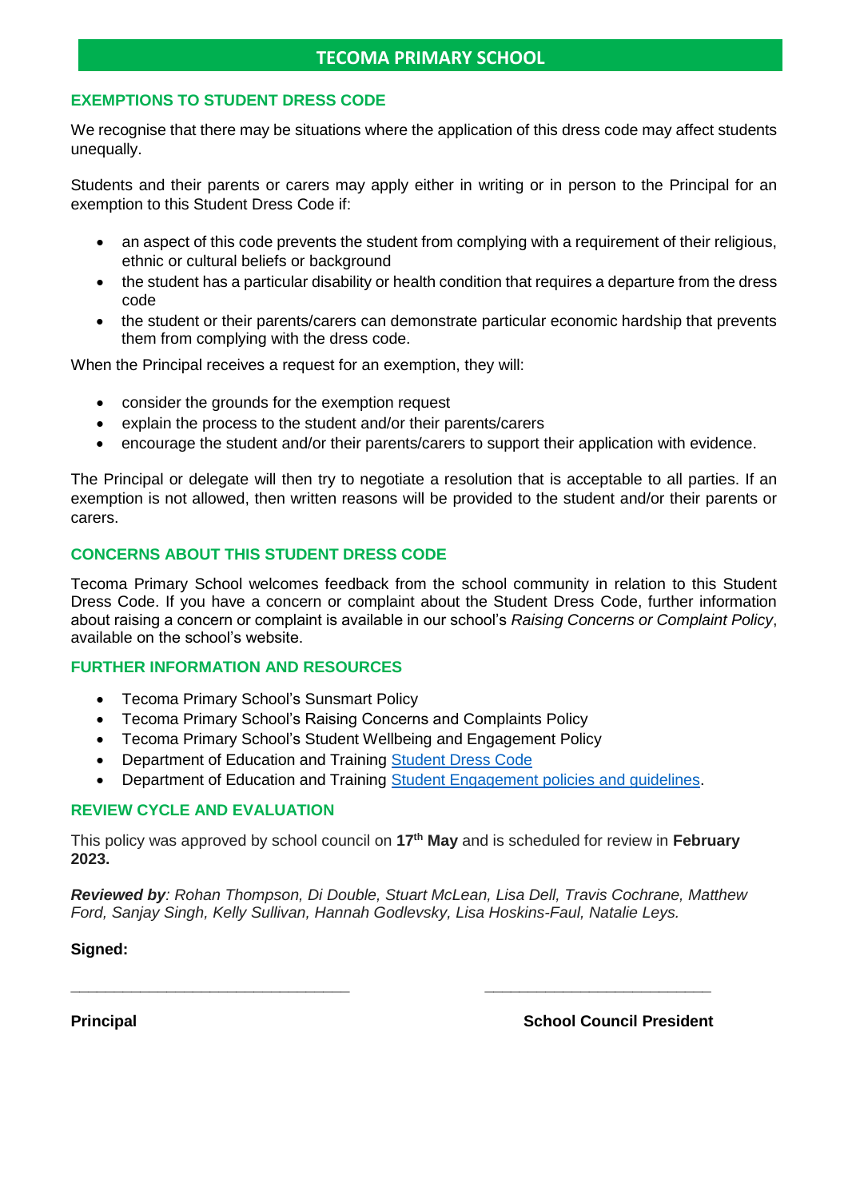## EXEMPTIONS TO STUDENT DRESS CODE

We recognise that there may be situations where the application of this dress code may affect students unequally.

Students and their parents or carers may apply either in writing or in person to the Principal for an exemption to this Student Dress Code if:

- an aspect of this code prevents the student from complying with a requirement of their religious, ethnic or cultural beliefs or background
- the student has a particular disability or health condition that requires a departure from the dress code
- the student or their parents/carers can demonstrate particular economic hardship that prevents them from complying with the dress code.

When the Principal receives a request for an exemption, they will:

- consider the grounds for the exemption request
- explain the process to the student and/or their parents/carers
- encourage the student and/or their parents/carers to support their application with evidence.

The Principal or delegate will then try to negotiate a resolution that is acceptable to all parties. If an exemption is not allowed, then written reasons will be provided to the student and/or their parents or carers.

## CONCERNS ABOUT THIS STUDENT DRESS CODE

Tecoma Primary School welcomes feedback from the school community in relation to this Student Dress Code. If you have a concern or complaint about the Student Dress Code, further information about raising a concern or complaint is available in our school's *Raising Concerns or Complaint Policy*, available on the school's website.

## FURTHER INFORMATION AND RESOURCES

- Tecoma Primary School's Sunsmart Policy
- Tecoma Primary School's Raising Concerns and Complaints Policy
- Tecoma Primary School's Student Wellbeing and Engagement Policy
- Department of Education and Training Student Dress Code
- Department of Education and Training Student Engagement policies and guidelines.

## REVIEW CYCLE AND EVALUATION

This policy was approved by school council on **17th May** and is scheduled for review in **February 2023.**

***Reviewed by****: Rohan Thompson, Di Double, Stuart McLean, Lisa Dell, Travis Cochrane, Matthew Ford, Sanjay Singh, Kelly Sullivan, Hannah Godlevsky, Lisa Hoskins-Faul, Natalie Leys.*

**Signed:**

\_\_\_\_\_\_\_\_\_\_\_\_\_\_\_\_\_\_\_\_\_\_\_\_\_\_\_\_\_\_ \_\_\_\_\_\_\_\_\_\_\_\_\_\_\_\_\_\_\_\_\_\_\_\_\_\_\_\_\_\_

**Principal** **School Council President**